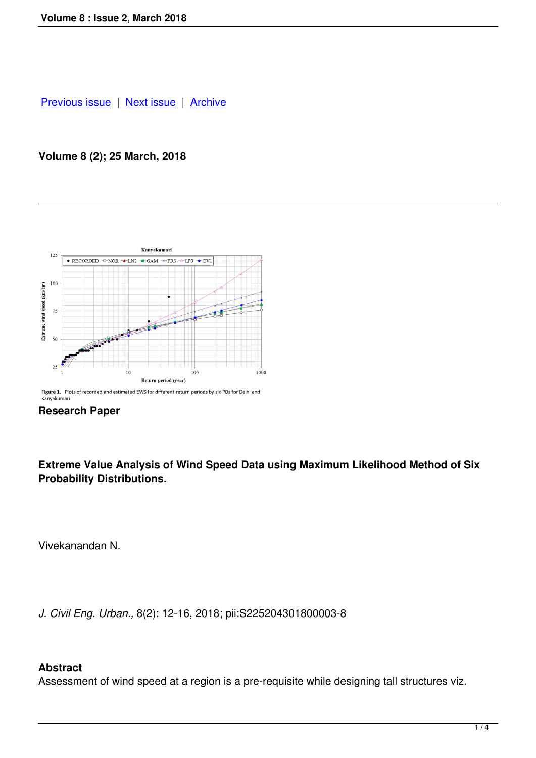Previous issue | Next issue | Archive

**Volume 8 (2); 25 March, 2018**

Figure 1. Plots of recorded and estimated EWS for different return periods by six PDs for Delhi and Kanyakumari

**Research Paper**

**Extreme Value Analysis of Wind Speed Data using Maximum Likelihood Method of Six Probability Distributions.**

Vivekanandan N.

*J. Civil Eng. Urban.,* 8(2): 12-16, 2018; pii:S225204301800003-8

**Abstract**

Assessment of wind speed at a region is a pre-requisite while designing tall structures viz.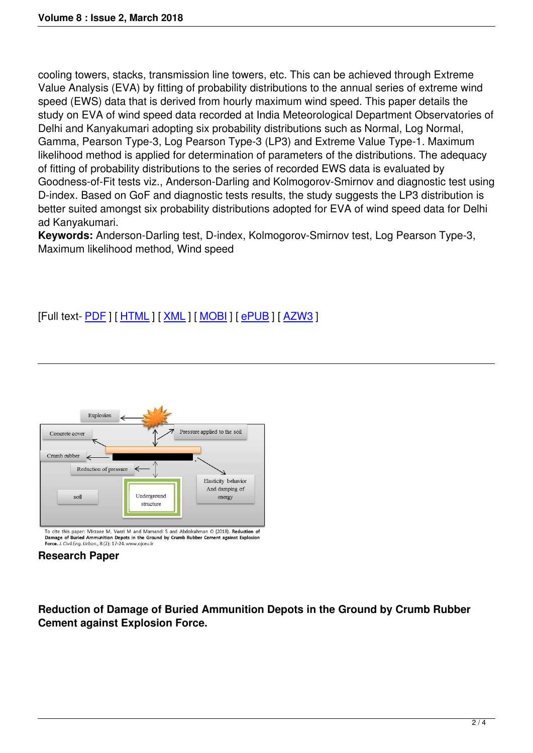cooling towers, stacks, transmission line towers, etc. This can be achieved through Extreme Value Analysis (EVA) by fitting of probability distributions to the annual series of extreme wind speed (EWS) data that is derived from hourly maximum wind speed. This paper details the study on EVA of wind speed data recorded at India Meteorological Department Observatories of Delhi and Kanyakumari adopting six probability distributions such as Normal, Log Normal, Gamma, Pearson Type-3, Log Pearson Type-3 (LP3) and Extreme Value Type-1. Maximum likelihood method is applied for determination of parameters of the distributions. The adequacy of fitting of probability distributions to the series of recorded EWS data is evaluated by Goodness-of-Fit tests viz., Anderson-Darling and Kolmogorov-Smirnov and diagnostic test using D-index. Based on GoF and diagnostic tests results, the study suggests the LP3 distribution is better suited amongst six probability distributions adopted for EVA of wind speed data for Delhi ad Kanyakumari.

**Keywords:** Anderson-Darling test, D-index, Kolmogorov-Smirnov test, Log Pearson Type-3, Maximum likelihood method, Wind speed

[Full text- PDF ] [ HTML ] [ XML ] [ MOBI ] [ ePUB ] [ AZW3 ]

---

To cite this paper: Mirzaee M, Vaezi M and Mamandi S and Abdolrahman O (2018). **Reduction of Damage of Buried Ammunition Depots in the Ground by Crumb Rubber Cement against Explosion Force.** *J. Civil Eng. Urban.*, 8 (2): 17-24. www.ojceu.ir

**Research Paper**

**Reduction of Damage of Buried Ammunition Depots in the Ground by Crumb Rubber Cement against Explosion Force.**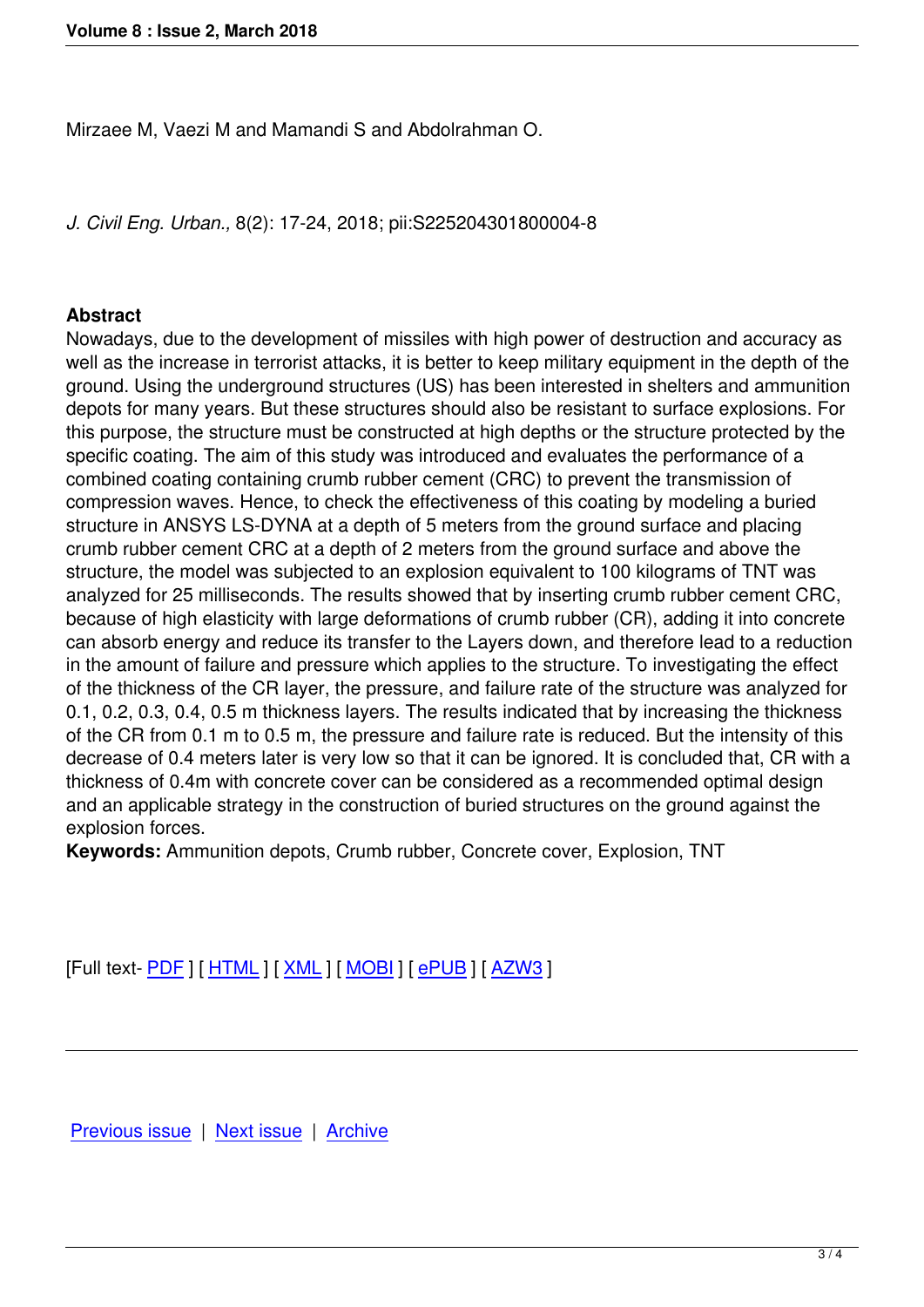Mirzaee M, Vaezi M and Mamandi S and Abdolrahman O.

*J. Civil Eng. Urban.,* 8(2): 17-24, 2018; pii:S225204301800004-8

**Abstract**

Nowadays, due to the development of missiles with high power of destruction and accuracy as well as the increase in terrorist attacks, it is better to keep military equipment in the depth of the ground. Using the underground structures (US) has been interested in shelters and ammunition depots for many years. But these structures should also be resistant to surface explosions. For this purpose, the structure must be constructed at high depths or the structure protected by the specific coating. The aim of this study was introduced and evaluates the performance of a combined coating containing crumb rubber cement (CRC) to prevent the transmission of compression waves. Hence, to check the effectiveness of this coating by modeling a buried structure in ANSYS LS-DYNA at a depth of 5 meters from the ground surface and placing crumb rubber cement CRC at a depth of 2 meters from the ground surface and above the structure, the model was subjected to an explosion equivalent to 100 kilograms of TNT was analyzed for 25 milliseconds. The results showed that by inserting crumb rubber cement CRC, because of high elasticity with large deformations of crumb rubber (CR), adding it into concrete can absorb energy and reduce its transfer to the Layers down, and therefore lead to a reduction in the amount of failure and pressure which applies to the structure. To investigating the effect of the thickness of the CR layer, the pressure, and failure rate of the structure was analyzed for 0.1, 0.2, 0.3, 0.4, 0.5 m thickness layers. The results indicated that by increasing the thickness of the CR from 0.1 m to 0.5 m, the pressure and failure rate is reduced. But the intensity of this decrease of 0.4 meters later is very low so that it can be ignored. It is concluded that, CR with a thickness of 0.4m with concrete cover can be considered as a recommended optimal design and an applicable strategy in the construction of buried structures on the ground against the explosion forces.

**Keywords:** Ammunition depots, Crumb rubber, Concrete cover, Explosion, TNT

[Full text- PDF ] [ HTML ] [ XML ] [ MOBI ] [ ePUB ] [ AZW3 ]

Previous issue | Next issue | Archive